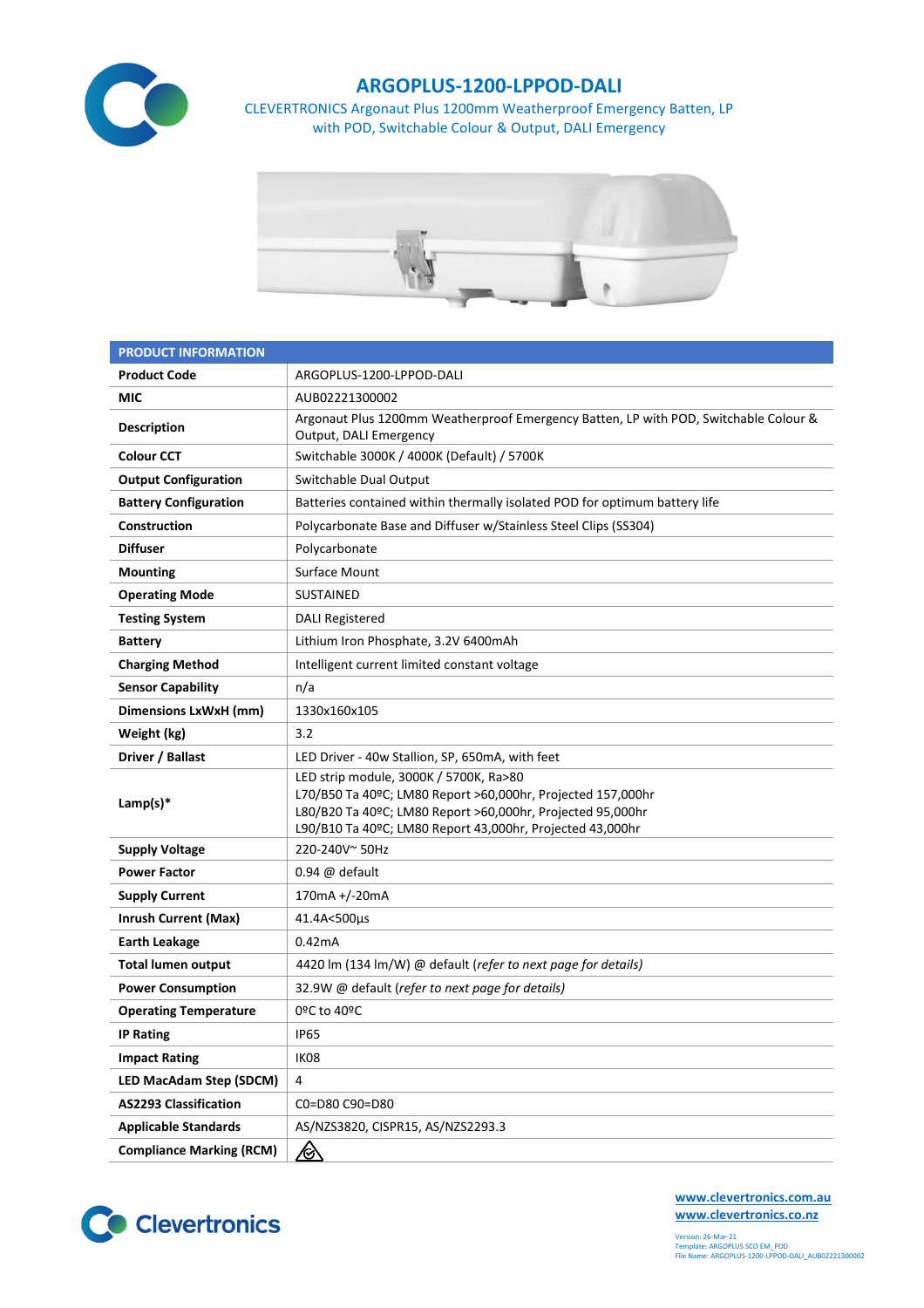# ARGOPLUS-1200-LPPOD-DALI

CLEVERTRONICS Argonaut Plus 1200mm Weatherproof Emergency Batten, LP with POD, Switchable Colour & Output, DALI Emergency

| PRODUCT INFORMATION | |
|---|---|
| **Product Code** | ARGOPLUS-1200-LPPOD-DALI |
| **MIC** | AUB02221300002 |
| **Description** | Argonaut Plus 1200mm Weatherproof Emergency Batten, LP with POD, Switchable Colour & Output, DALI Emergency |
| **Colour CCT** | Switchable 3000K / 4000K (Default) / 5700K |
| **Output Configuration** | Switchable Dual Output |
| **Battery Configuration** | Batteries contained within thermally isolated POD for optimum battery life |
| **Construction** | Polycarbonate Base and Diffuser w/Stainless Steel Clips (SS304) |
| **Diffuser** | Polycarbonate |
| **Mounting** | Surface Mount |
| **Operating Mode** | SUSTAINED |
| **Testing System** | DALI Registered |
| **Battery** | Lithium Iron Phosphate, 3.2V 6400mAh |
| **Charging Method** | Intelligent current limited constant voltage |
| **Sensor Capability** | n/a |
| **Dimensions LxWxH (mm)** | 1330x160x105 |
| **Weight (kg)** | 3.2 |
| **Driver / Ballast** | LED Driver - 40w Stallion, SP, 650mA, with feet |
| **Lamp(s)*** | LED strip module, 3000K / 5700K, Ra>80<br>L70/B50 Ta 40ºC; LM80 Report >60,000hr, Projected 157,000hr<br>L80/B20 Ta 40ºC; LM80 Report >60,000hr, Projected 95,000hr<br>L90/B10 Ta 40ºC; LM80 Report 43,000hr, Projected 43,000hr |
| **Supply Voltage** | 220-240V~ 50Hz |
| **Power Factor** | 0.94 @ default |
| **Supply Current** | 170mA +/-20mA |
| **Inrush Current (Max)** | 41.4A<500µs |
| **Earth Leakage** | 0.42mA |
| **Total lumen output** | 4420 lm (134 lm/W) @ default (*refer to next page for details)* |
| **Power Consumption** | 32.9W @ default (*refer to next page for details)* |
| **Operating Temperature** | 0ºC to 40ºC |
| **IP Rating** | IP65 |
| **Impact Rating** | IK08 |
| **LED MacAdam Step (SDCM)** | 4 |
| **AS2293 Classification** | C0=D80 C90=D80 |
| **Applicable Standards** | AS/NZS3820, CISPR15, AS/NZS2293.3 |
| **Compliance Marking (RCM)** | |

Clevertronics

www.clevertronics.com.au
www.clevertronics.co.nz

Version: 26-Mar-21
Template: ARGOPLUS SCO EM_POD
File Name: ARGOPLUS-1200-LPPOD-DALI_AUB02221300002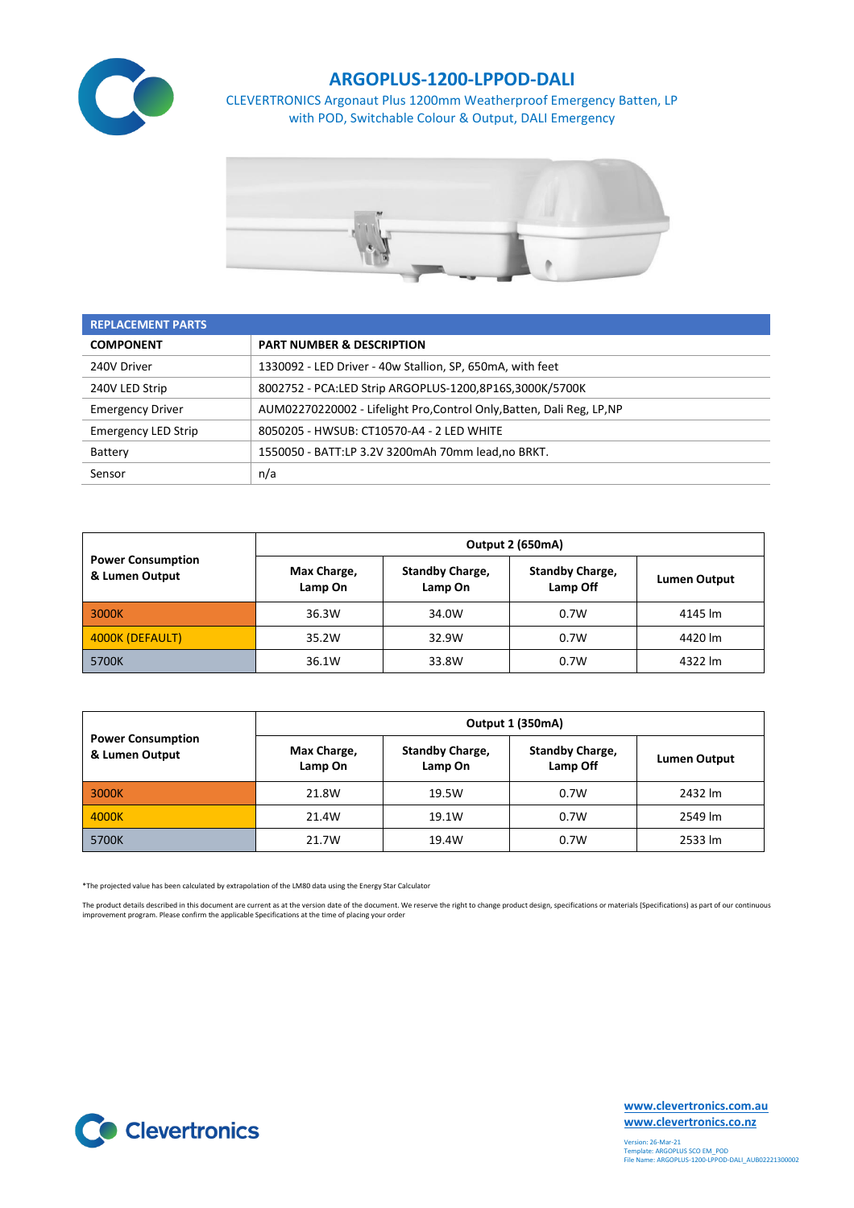# ARGOPLUS-1200-LPPOD-DALI

CLEVERTRONICS Argonaut Plus 1200mm Weatherproof Emergency Batten, LP with POD, Switchable Colour & Output, DALI Emergency

| REPLACEMENT PARTS | |
|---|---|
| **COMPONENT** | **PART NUMBER & DESCRIPTION** |
| 240V Driver | 1330092 - LED Driver - 40w Stallion, SP, 650mA, with feet |
| 240V LED Strip | 8002752 - PCA:LED Strip ARGOPLUS-1200,8P16S,3000K/5700K |
| Emergency Driver | AUM02270220002 - Lifelight Pro,Control Only,Batten, Dali Reg, LP,NP |
| Emergency LED Strip | 8050205 - HWSUB: CT10570-A4 - 2 LED WHITE |
| Battery | 1550050 - BATT:LP 3.2V 3200mAh 70mm lead,no BRKT. |
| Sensor | n/a |

| **Power Consumption & Lumen Output** | **Output 2 (650mA)** | | | |
|---|---|---|---|---|
| | **Max Charge, Lamp On** | **Standby Charge, Lamp On** | **Standby Charge, Lamp Off** | **Lumen Output** |
| 3000K | 36.3W | 34.0W | 0.7W | 4145 lm |
| 4000K (DEFAULT) | 35.2W | 32.9W | 0.7W | 4420 lm |
| 5700K | 36.1W | 33.8W | 0.7W | 4322 lm |

| **Power Consumption & Lumen Output** | **Output 1 (350mA)** | | | |
|---|---|---|---|---|
| | **Max Charge, Lamp On** | **Standby Charge, Lamp On** | **Standby Charge, Lamp Off** | **Lumen Output** |
| 3000K | 21.8W | 19.5W | 0.7W | 2432 lm |
| 4000K | 21.4W | 19.1W | 0.7W | 2549 lm |
| 5700K | 21.7W | 19.4W | 0.7W | 2533 lm |

*The projected value has been calculated by extrapolation of the LM80 data using the Energy Star Calculator

The product details described in this document are current as at the version date of the document. We reserve the right to change product design, specifications or materials (Specifications) as part of our continuous improvement program. Please confirm the applicable Specifications at the time of placing your order

Clevertronics

www.clevertronics.com.au
www.clevertronics.co.nz

Version: 26-Mar-21
Template: ARGOPLUS SCO EM_POD
File Name: ARGOPLUS-1200-LPPOD-DALI_AUB02221300002